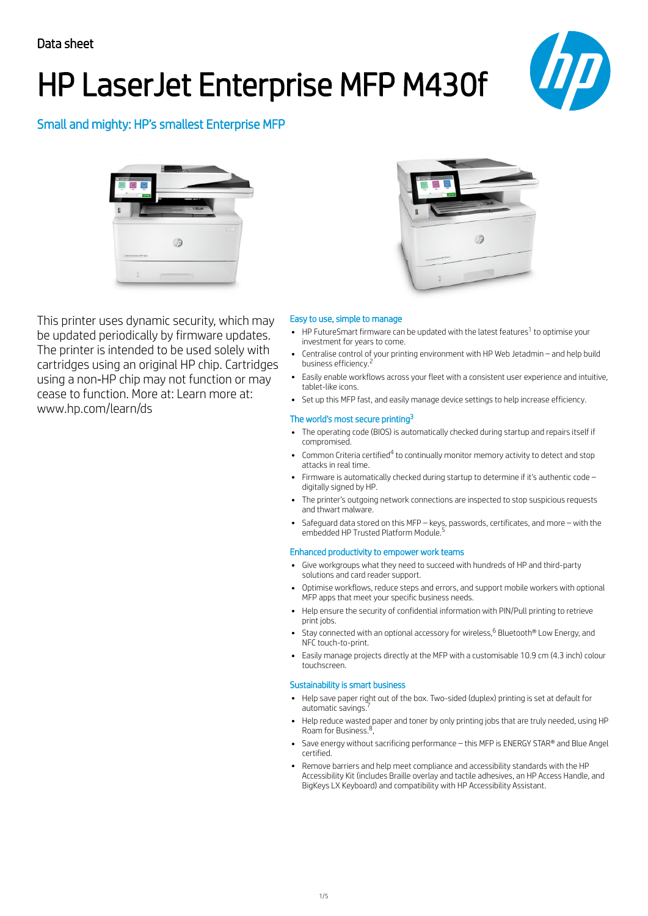Data sheet

# HP LaserJet Enterprise MFP M430f

## Small and mighty: HP's smallest Enterprise MFP

This printer uses dynamic security, which may be updated periodically by firmware updates. The printer is intended to be used solely with cartridges using an original HP chip. Cartridges using a non-HP chip may not function or may cease to function. More at: Learn more at: www.hp.com/learn/ds

### Easy to use, simple to manage

- HP FutureSmart firmware can be updated with the latest features[1] to optimise your investment for years to come.
- Centralise control of your printing environment with HP Web Jetadmin – and help build business efficiency.[2]
- Easily enable workflows across your fleet with a consistent user experience and intuitive, tablet-like icons.
- Set up this MFP fast, and easily manage device settings to help increase efficiency.

### The world's most secure printing[3]

- The operating code (BIOS) is automatically checked during startup and repairs itself if compromised.
- Common Criteria certified[4] to continually monitor memory activity to detect and stop attacks in real time.
- Firmware is automatically checked during startup to determine if it's authentic code – digitally signed by HP.
- The printer's outgoing network connections are inspected to stop suspicious requests and thwart malware.
- Safeguard data stored on this MFP – keys, passwords, certificates, and more – with the embedded HP Trusted Platform Module.[5]

### Enhanced productivity to empower work teams

- Give workgroups what they need to succeed with hundreds of HP and third-party solutions and card reader support.
- Optimise workflows, reduce steps and errors, and support mobile workers with optional MFP apps that meet your specific business needs.
- Help ensure the security of confidential information with PIN/Pull printing to retrieve print jobs.
- Stay connected with an optional accessory for wireless,[6] Bluetooth® Low Energy, and NFC touch-to-print.
- Easily manage projects directly at the MFP with a customisable 10.9 cm (4.3 inch) colour touchscreen.

### Sustainability is smart business

- Help save paper right out of the box. Two-sided (duplex) printing is set at default for automatic savings.[7]
- Help reduce wasted paper and toner by only printing jobs that are truly needed, using HP Roam for Business.[8],
- Save energy without sacrificing performance – this MFP is ENERGY STAR® and Blue Angel certified.
- Remove barriers and help meet compliance and accessibility standards with the HP Accessibility Kit (includes Braille overlay and tactile adhesives, an HP Access Handle, and BigKeys LX Keyboard) and compatibility with HP Accessibility Assistant.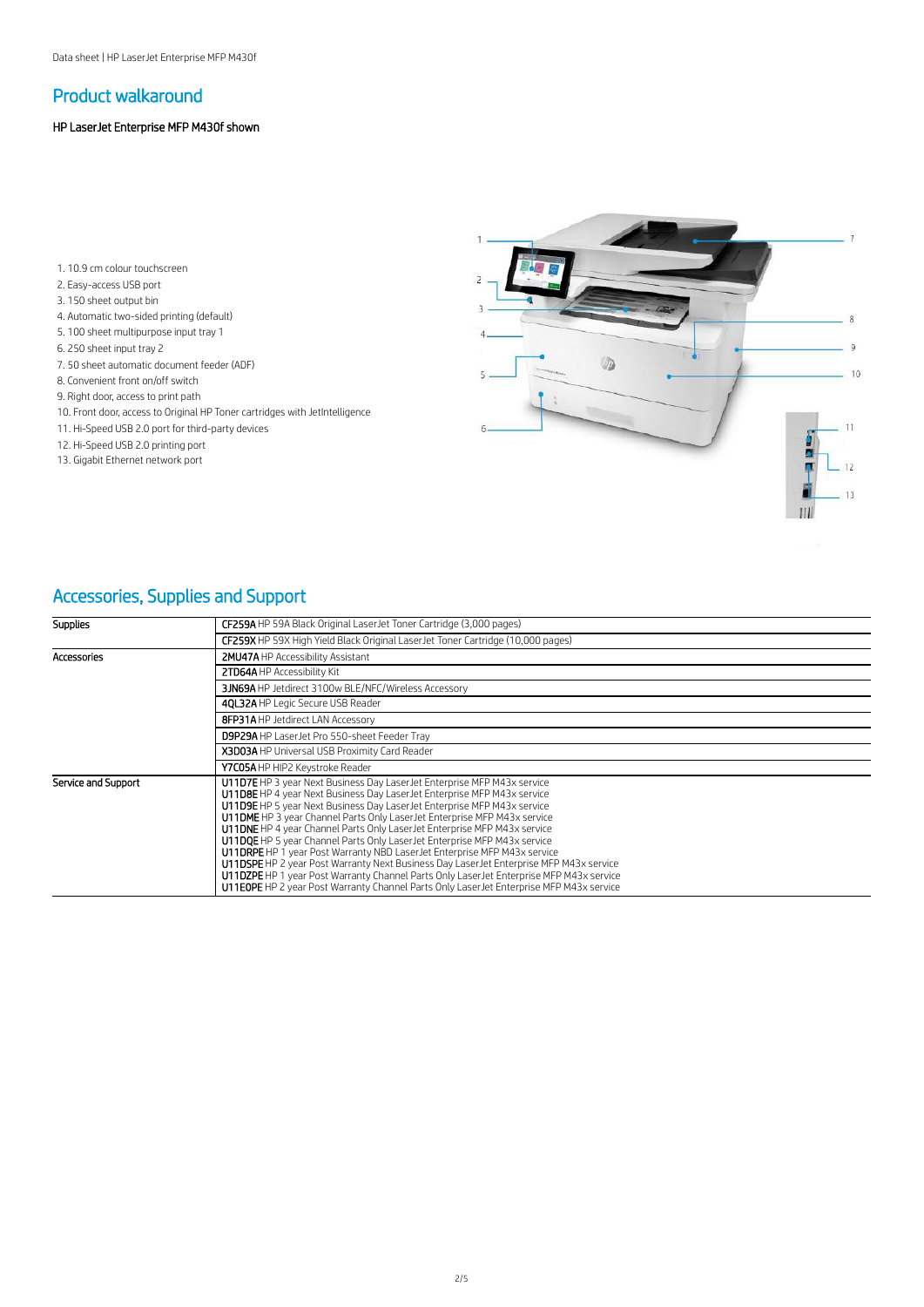## Product walkaround

### HP LaserJet Enterprise MFP M430f shown

1. 10.9 cm colour touchscreen
2. Easy-access USB port
3. 150 sheet output bin
4. Automatic two-sided printing (default)
5. 100 sheet multipurpose input tray 1
6. 250 sheet input tray 2
7. 50 sheet automatic document feeder (ADF)
8. Convenient front on/off switch
9. Right door, access to print path
10. Front door, access to Original HP Toner cartridges with JetIntelligence
11. Hi-Speed USB 2.0 port for third-party devices
12. Hi-Speed USB 2.0 printing port
13. Gigabit Ethernet network port

## Accessories, Supplies and Support

| Supplies | **CF259A** HP 59A Black Original LaserJet Toner Cartridge (3,000 pages) |
|---|---|
| | **CF259X** HP 59X High Yield Black Original LaserJet Toner Cartridge (10,000 pages) |
| Accessories | **2MU47A** HP Accessibility Assistant |
| | **2TD64A** HP Accessibility Kit |
| | **3JN69A** HP Jetdirect 3100w BLE/NFC/Wireless Accessory |
| | **4QL32A** HP Legic Secure USB Reader |
| | **8FP31A** HP Jetdirect LAN Accessory |
| | **D9P29A** HP LaserJet Pro 550-sheet Feeder Tray |
| | **X3D03A** HP Universal USB Proximity Card Reader |
| | **Y7C05A** HP HIP2 Keystroke Reader |
| Service and Support | **U11D7E** HP 3 year Next Business Day LaserJet Enterprise MFP M43x service<br>**U11D8E** HP 4 year Next Business Day LaserJet Enterprise MFP M43x service<br>**U11D9E** HP 5 year Next Business Day LaserJet Enterprise MFP M43x service<br>**U11DME** HP 3 year Channel Parts Only LaserJet Enterprise MFP M43x service<br>**U11DNE** HP 4 year Channel Parts Only LaserJet Enterprise MFP M43x service<br>**U11DQE** HP 5 year Channel Parts Only LaserJet Enterprise MFP M43x service<br>**U11DRPE** HP 1 year Post Warranty NBD LaserJet Enterprise MFP M43x service<br>**U11DSPE** HP 2 year Post Warranty Next Business Day LaserJet Enterprise MFP M43x service<br>**U11DZPE** HP 1 year Post Warranty Channel Parts Only LaserJet Enterprise MFP M43x service<br>**U11E0PE** HP 2 year Post Warranty Channel Parts Only LaserJet Enterprise MFP M43x service |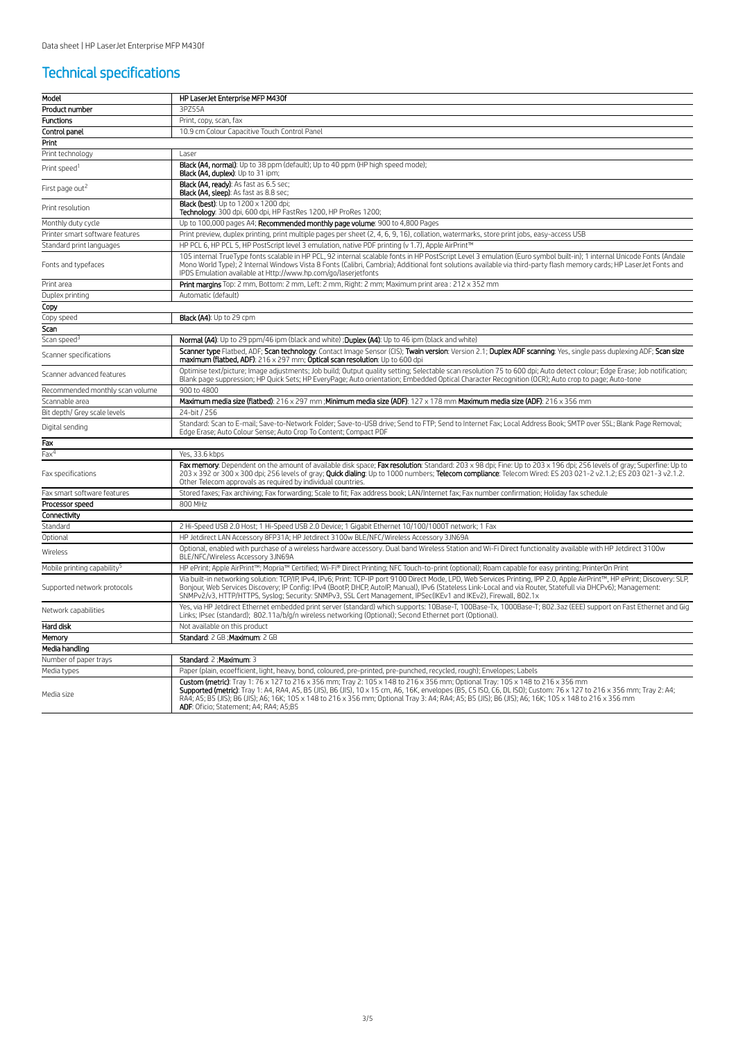## Technical specifications

| Model | HP LaserJet Enterprise MFP M430f |
|---|---|
| Product number | 3PZ55A |
| Functions | Print, copy, scan, fax |
| Control panel | 10.9 cm Colour Capacitive Touch Control Panel |
| **Print** | |
| Print technology | Laser |
| Print speed[1] | **Black (A4, normal)**: Up to 38 ppm (default); Up to 40 ppm (HP high speed mode); **Black (A4, duplex)**: Up to 31 ipm; |
| First page out[2] | **Black (A4, ready)**: As fast as 6.5 sec; **Black (A4, sleep)**: As fast as 8.8 sec; |
| Print resolution | **Black (best)**: Up to 1200 x 1200 dpi; **Technology**: 300 dpi, 600 dpi, HP FastRes 1200, HP ProRes 1200; |
| Monthly duty cycle | Up to 100,000 pages A4; **Recommended monthly page volume**: 900 to 4,800 Pages |
| Printer smart software features | Print preview, duplex printing, print multiple pages per sheet (2, 4, 6, 9, 16), collation, watermarks, store print jobs, easy-access USB |
| Standard print languages | HP PCL 6, HP PCL 5, HP PostScript level 3 emulation, native PDF printing (v 1.7), Apple AirPrint™ |
| Fonts and typefaces | 105 internal TrueType fonts scalable in HP PCL, 92 internal scalable fonts in HP PostScript Level 3 emulation (Euro symbol built-in); 1 internal Unicode Fonts (Andale Mono World Type); 2 Internal Windows Vista 8 Fonts (Calibri, Cambria); Additional font solutions available via third-party flash memory cards; HP LaserJet Fonts and IPDS Emulation available at Http://www.hp.com/go/laserjetfonts |
| Print area | **Print margins** Top: 2 mm, Bottom: 2 mm, Left: 2 mm, Right: 2 mm; Maximum print area : 212 x 352 mm |
| Duplex printing | Automatic (default) |
| **Copy** | |
| Copy speed | **Black (A4)**: Up to 29 cpm |
| **Scan** | |
| Scan speed[3] | **Normal (A4)**: Up to 29 ppm/46 ipm (black and white) ;**Duplex (A4)**: Up to 46 ipm (black and white) |
| Scanner specifications | **Scanner type** Flatbed, ADF; **Scan technology**: Contact Image Sensor (CIS); **Twain version**: Version 2.1; **Duplex ADF scanning**: Yes, single pass duplexing ADF; **Scan size maximum (flatbed, ADF)**: 216 x 297 mm; **Optical scan resolution**: Up to 600 dpi |
| Scanner advanced features | Optimise text/picture; Image adjustments; Job build; Output quality setting; Selectable scan resolution 75 to 600 dpi; Auto detect colour; Edge Erase; Job notification; Blank page suppression; HP Quick Sets; HP EveryPage; Auto orientation; Embedded Optical Character Recognition (OCR); Auto crop to page; Auto-tone |
| Recommended monthly scan volume | 900 to 4800 |
| Scannable area | **Maximum media size (flatbed)**: 216 x 297 mm ;**Minimum media size (ADF)**: 127 x 178 mm **Maximum media size (ADF)**: 216 x 356 mm |
| Bit depth/ Grey scale levels | 24-bit / 256 |
| Digital sending | Standard: Scan to E-mail; Save-to-Network Folder; Save-to-USB drive; Send to FTP; Send to Internet Fax; Local Address Book; SMTP over SSL; Blank Page Removal; Edge Erase; Auto Colour Sense; Auto Crop To Content; Compact PDF |
| **Fax** | |
| Fax[4] | Yes, 33.6 kbps |
| Fax specifications | **Fax memory**: Dependent on the amount of available disk space; **Fax resolution**: Standard: 203 x 98 dpi; Fine: Up to 203 x 196 dpi; 256 levels of gray; Superfine: Up to 203 x 392 or 300 x 300 dpi; 256 levels of gray; **Quick dialing**: Up to 1000 numbers; **Telecom compliance**: Telecom Wired: ES 203 021-2 v2.1.2; ES 203 021-3 v2.1.2. Other Telecom approvals as required by individual countries. |
| Fax smart software features | Stored faxes; Fax archiving; Fax forwarding; Scale to fit; Fax address book; LAN/Internet fax; Fax number confirmation; Holiday fax schedule |
| **Processor speed** | 800 MHz |
| **Connectivity** | |
| Standard | 2 Hi-Speed USB 2.0 Host; 1 Hi-Speed USB 2.0 Device; 1 Gigabit Ethernet 10/100/1000T network; 1 Fax |
| Optional | HP Jetdirect LAN Accessory 8FP31A; HP Jetdirect 3100w BLE/NFC/Wireless Accessory 3JN69A |
| Wireless | Optional, enabled with purchase of a wireless hardware accessory. Dual band Wireless Station and Wi-Fi Direct functionality available with HP Jetdirect 3100w BLE/NFC/Wireless Accessory 3JN69A |
| Mobile printing capability[5] | HP ePrint; Apple AirPrint™; Mopria™ Certified; Wi-Fi® Direct Printing; NFC Touch-to-print (optional); Roam capable for easy printing; PrinterOn Print |
| Supported network protocols | Via built-in networking solution: TCP/IP, IPv4, IPv6; Print: TCP-IP port 9100 Direct Mode, LPD, Web Services Printing, IPP 2.0, Apple AirPrint™, HP ePrint; Discovery: SLP, Bonjour, Web Services Discovery; IP Config: IPv4 (BootP, DHCP, AutoIP, Manual), IPv6 (Stateless Link-Local and via Router, Statefull via DHCPv6); Management: SNMPv2/v3, HTTP/HTTPS, Syslog; Security: SNMPv3, SSL Cert Management, IPSec(IKEv1 and IKEv2), Firewall, 802.1x |
| Network capabilities | Yes, via HP Jetdirect Ethernet embedded print server (standard) which supports: 10Base-T, 100Base-Tx, 1000Base-T; 802.3az (EEE) support on Fast Ethernet and Gig Links; IPsec (standard); 802.11a/b/g/n wireless networking (Optional); Second Ethernet port (Optional). |
| **Hard disk** | Not available on this product |
| **Memory** | **Standard**: 2 GB ;**Maximum**: 2 GB |
| **Media handling** | |
| Number of paper trays | **Standard**: 2 ;**Maximum**: 3 |
| Media types | Paper (plain, ecoefficient, light, heavy, bond, coloured, pre-printed, pre-punched, recycled, rough); Envelopes; Labels |
| Media size | **Custom (metric)**: Tray 1: 76 x 127 to 216 x 356 mm; Tray 2: 105 x 148 to 216 x 356 mm; Optional Tray: 105 x 148 to 216 x 356 mm **Supported (metric)**: Tray 1: A4, RA4, A5, B5 (JIS), B6 (JIS), 10 x 15 cm, A6, 16K, envelopes (B5, C5 ISO, C6, DL ISO); Custom: 76 x 127 to 216 x 356 mm; Tray 2: A4; RA4; A5; B5 (JIS); B6 (JIS); A6; 16K; 105 x 148 to 216 x 356 mm; Optional Tray 3: A4; RA4; A5; B5 (JIS); B6 (JIS); A6; 16K; 105 x 148 to 216 x 356 mm **ADF**: Oficio; Statement; A4; RA4; A5;B5 |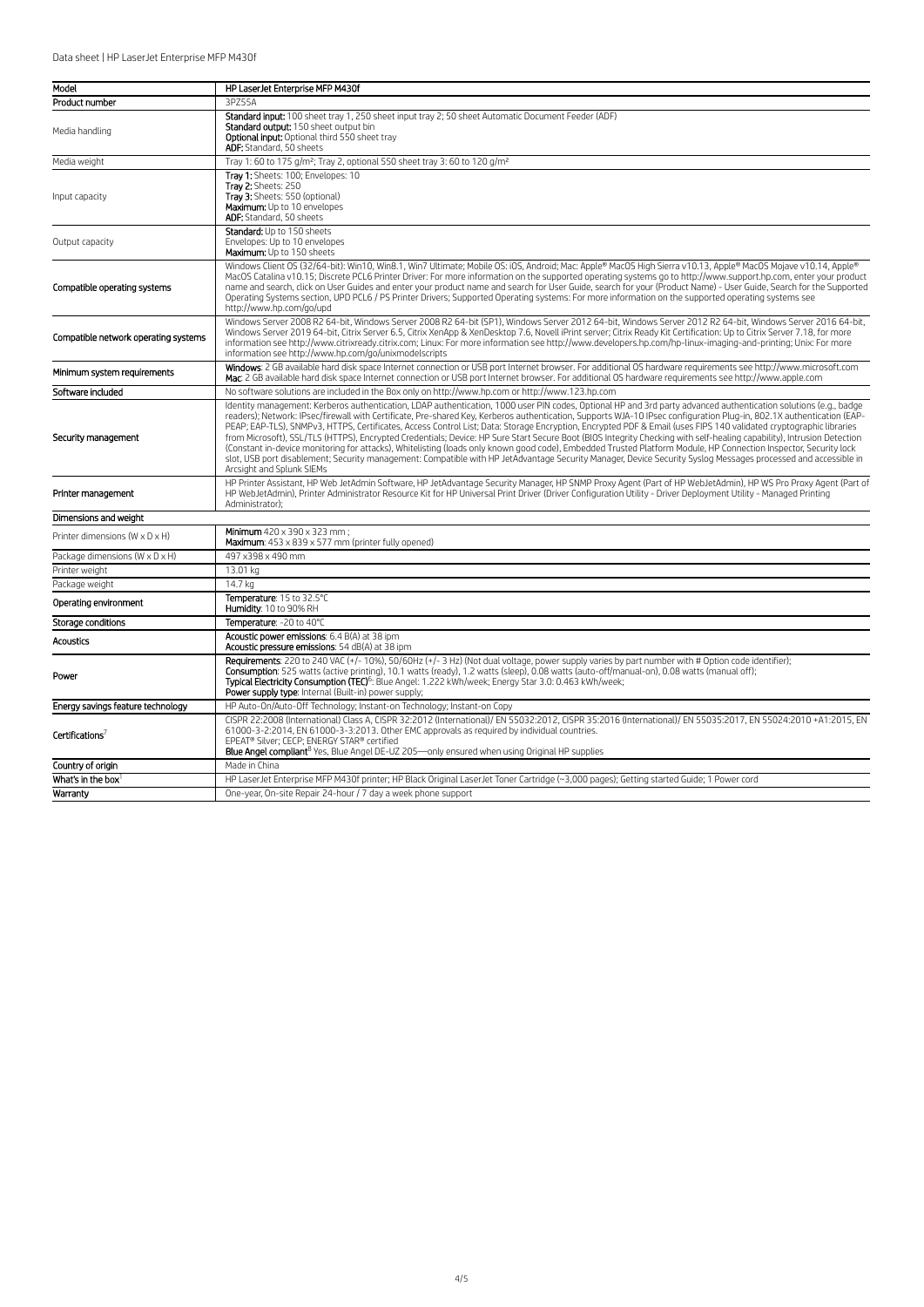| Model | HP LaserJet Enterprise MFP M430f |
|---|---|
| Product number | 3PZ55A |
| Media handling | **Standard input:** 100 sheet tray 1, 250 sheet input tray 2; 50 sheet Automatic Document Feeder (ADF)<br>**Standard output:** 150 sheet output bin<br>**Optional input:** Optional third 550 sheet tray<br>**ADF:** Standard, 50 sheets |
| Media weight | Tray 1: 60 to 175 g/m²; Tray 2, optional 550 sheet tray 3: 60 to 120 g/m² |
| Input capacity | **Tray 1:** Sheets: 100; Envelopes: 10<br>**Tray 2:** Sheets: 250<br>**Tray 3:** Sheets: 550 (optional)<br>**Maximum:** Up to 10 envelopes<br>**ADF:** Standard, 50 sheets |
| Output capacity | **Standard:** Up to 150 sheets<br>Envelopes: Up to 10 envelopes<br>**Maximum:** Up to 150 sheets |
| Compatible operating systems | Windows Client OS (32/64-bit): Win10, Win8.1, Win7 Ultimate; Mobile OS: iOS, Android; Mac: Apple® MacOS High Sierra v10.13, Apple® MacOS Mojave v10.14, Apple® MacOS Catalina v10.15; Discrete PCL6 Printer Driver: For more information on the supported operating systems go to http://www.support.hp.com, enter your product name and search, click on User Guides and enter your product name and search for User Guide, search for your (Product Name) - User Guide, Search for the Supported Operating Systems section, UPD PCL6 / PS Printer Drivers; Supported Operating systems: For more information on the supported operating systems see http://www.hp.com/go/upd |
| Compatible network operating systems | Windows Server 2008 R2 64-bit, Windows Server 2008 R2 64-bit (SP1), Windows Server 2012 64-bit, Windows Server 2012 R2 64-bit, Windows Server 2016 64-bit, Windows Server 2019 64-bit, Citrix Server 6.5, Citrix XenApp & XenDesktop 7.6, Novell iPrint server; Citrix Ready Kit Certification: Up to Citrix Server 7.18, for more information see http://www.citrixready.citrix.com; Linux: For more information see http://www.developers.hp.com/hp-linux-imaging-and-printing; Unix: For more information see http://www.hp.com/go/unixmodelscripts |
| Minimum system requirements | **Windows**: 2 GB available hard disk space Internet connection or USB port Internet browser. For additional OS hardware requirements see http://www.microsoft.com<br>**Mac**: 2 GB available hard disk space Internet connection or USB port Internet browser. For additional OS hardware requirements see http://www.apple.com |
| Software included | No software solutions are included in the Box only on http://www.hp.com or http://www.123.hp.com |
| Security management | Identity management: Kerberos authentication, LDAP authentication, 1000 user PIN codes, Optional HP and 3rd party advanced authentication solutions (e.g., badge readers); Network: IPsec/firewall with Certificate, Pre-shared Key, Kerberos authentication, Supports WJA-10 IPsec configuration Plug-in, 802.1X authentication (EAP-PEAP, EAP-TLS), SNMPv3, HTTPS, Certificates, Access Control List; Data: Storage Encryption, Encrypted PDF & Email (uses FIPS 140 validated cryptographic libraries from Microsoft), SSL/TLS (HTTPS), Encrypted Credentials; Device: HP Sure Start Secure Boot (BIOS Integrity Checking with self-healing capability), Intrusion Detection (Constant in-device monitoring for attacks), Whitelisting (loads only known good code), Embedded Trusted Platform Module, HP Connection Inspector, Security lock slot, USB port disablement; Security management: Compatible with HP JetAdvantage Security Manager, Device Security Syslog Messages processed and accessible in Arcsight and Splunk SIEMs |
| Printer management | HP Printer Assistant, HP Web JetAdmin Software, HP JetAdvantage Security Manager, HP SNMP Proxy Agent (Part of HP WebJetAdmin), HP WS Pro Proxy Agent (Part of HP WebJetAdmin), Printer Administrator Resource Kit for HP Universal Print Driver (Driver Configuration Utility - Driver Deployment Utility - Managed Printing Administrator); |
| **Dimensions and weight** | |
| Printer dimensions (W x D x H) | **Minimum** 420 x 390 x 323 mm ;<br>**Maximum**: 453 x 839 x 577 mm (printer fully opened) |
| Package dimensions (W x D x H) | 497 x398 x 490 mm |
| Printer weight | 13.01 kg |
| Package weight | 14.7 kg |
| Operating environment | **Temperature**: 15 to 32.5°C<br>**Humidity**: 10 to 90% RH |
| Storage conditions | **Temperature**: -20 to 40°C |
| Acoustics | **Acoustic power emissions**: 6.4 B(A) at 38 ipm<br>**Acoustic pressure emissions**: 54 dB(A) at 38 ipm |
| Power | **Requirements**: 220 to 240 VAC (+/- 10%), 50/60Hz (+/- 3 Hz) (Not dual voltage, power supply varies by part number with # Option code identifier);<br>**Consumption**: 525 watts (active printing), 10.1 watts (ready), 1.2 watts (sleep), 0.08 watts (auto-off/manual-on), 0.08 watts (manual off);<br>**Typical Electricity Consumption (TEC)**[6]: Blue Angel: 1.222 kWh/week; Energy Star 3.0: 0.463 kWh/week;<br>**Power supply type**: Internal (Built-in) power supply; |
| Energy savings feature technology | HP Auto-On/Auto-Off Technology; Instant-on Technology; Instant-on Copy |
| Certifications[7] | CISPR 22:2008 (International) Class A, CISPR 32:2012 (International)/ EN 55032:2012, CISPR 35:2016 (International)/ EN 55035:2017, EN 55024:2010 +A1:2015, EN 61000-3-2:2014, EN 61000-3-3:2013. Other EMC approvals as required by individual countries.<br>EPEAT® Silver; CECP; ENERGY STAR® certified<br>**Blue Angel compliant**[8] Yes, Blue Angel DE-UZ 205—only ensured when using Original HP supplies |
| Country of origin | Made in China |
| What's in the box[1] | HP LaserJet Enterprise MFP M430f printer; HP Black Original LaserJet Toner Cartridge (~3,000 pages); Getting started Guide; 1 Power cord |
| Warranty | One-year, On-site Repair 24-hour / 7 day a week phone support |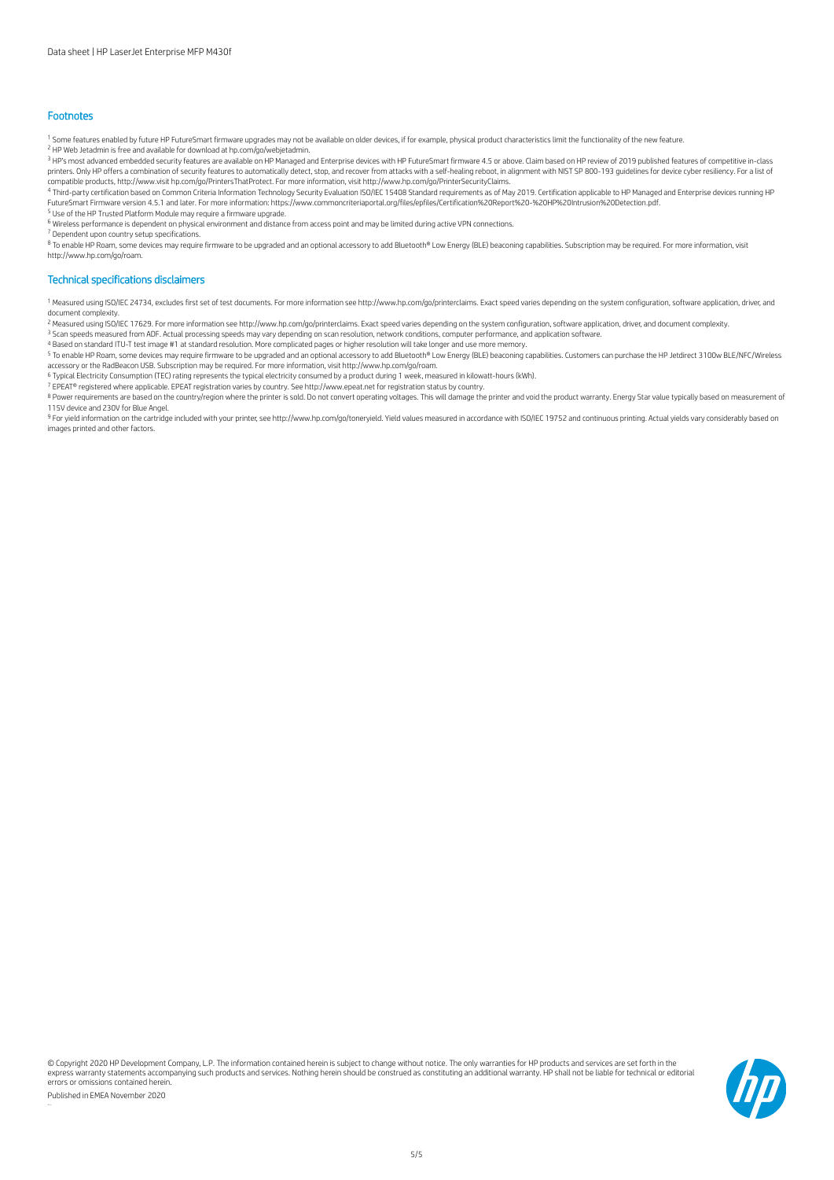## Footnotes

[1] Some features enabled by future HP FutureSmart firmware upgrades may not be available on older devices, if for example, physical product characteristics limit the functionality of the new feature.

[2] HP Web Jetadmin is free and available for download at hp.com/go/webjetadmin.

[3] HP's most advanced embedded security features are available on HP Managed and Enterprise devices with HP FutureSmart firmware 4.5 or above. Claim based on HP review of 2019 published features of competitive in-class printers. Only HP offers a combination of security features to automatically detect, stop, and recover from attacks with a self-healing reboot, in alignment with NIST SP 800-193 guidelines for device cyber resiliency. For a list of compatible products, http://www.visit hp.com/go/PrintersThatProtect. For more information, visit http://www.hp.com/go/PrinterSecurityClaims.

[4] Third-party certification based on Common Criteria Information Technology Security Evaluation ISO/IEC 15408 Standard requirements as of May 2019. Certification applicable to HP Managed and Enterprise devices running HP FutureSmart Firmware version 4.5.1 and later. For more information: https://www.commoncriteriaportal.org/files/epfiles/Certification%20Report%20-%20HP%20Intrusion%20Detection.pdf.

[5] Use of the HP Trusted Platform Module may require a firmware upgrade.

[6] Wireless performance is dependent on physical environment and distance from access point and may be limited during active VPN connections.

[7] Dependent upon country setup specifications.

[8] To enable HP Roam, some devices may require firmware to be upgraded and an optional accessory to add Bluetooth® Low Energy (BLE) beaconing capabilities. Subscription may be required. For more information, visit http://www.hp.com/go/roam.

## Technical specifications disclaimers

[1] Measured using ISO/IEC 24734, excludes first set of test documents. For more information see http://www.hp.com/go/printerclaims. Exact speed varies depending on the system configuration, software application, driver, and document complexity.

[2] Measured using ISO/IEC 17629. For more information see http://www.hp.com/go/printerclaims. Exact speed varies depending on the system configuration, software application, driver, and document complexity.

[3] Scan speeds measured from ADF. Actual processing speeds may vary depending on scan resolution, network conditions, computer performance, and application software.

[4] Based on standard ITU-T test image #1 at standard resolution. More complicated pages or higher resolution will take longer and use more memory.

[5] To enable HP Roam, some devices may require firmware to be upgraded and an optional accessory to add Bluetooth® Low Energy (BLE) beaconing capabilities. Customers can purchase the HP Jetdirect 3100w BLE/NFC/Wireless accessory or the RadBeacon USB. Subscription may be required. For more information, visit http://www.hp.com/go/roam.

[6] Typical Electricity Consumption (TEC) rating represents the typical electricity consumed by a product during 1 week, measured in kilowatt-hours (kWh).

[7] EPEAT® registered where applicable. EPEAT registration varies by country. See http://www.epeat.net for registration status by country.

[8] Power requirements are based on the country/region where the printer is sold. Do not convert operating voltages. This will damage the printer and void the product warranty. Energy Star value typically based on measurement of 115V device and 230V for Blue Angel.

[9] For yield information on the cartridge included with your printer, see http://www.hp.com/go/toneryield. Yield values measured in accordance with ISO/IEC 19752 and continuous printing. Actual yields vary considerably based on images printed and other factors.

© Copyright 2020 HP Development Company, L.P. The information contained herein is subject to change without notice. The only warranties for HP products and services are set forth in the express warranty statements accompanying such products and services. Nothing herein should be construed as constituting an additional warranty. HP shall not be liable for technical or editorial errors or omissions contained herein.

Published in EMEA November 2020